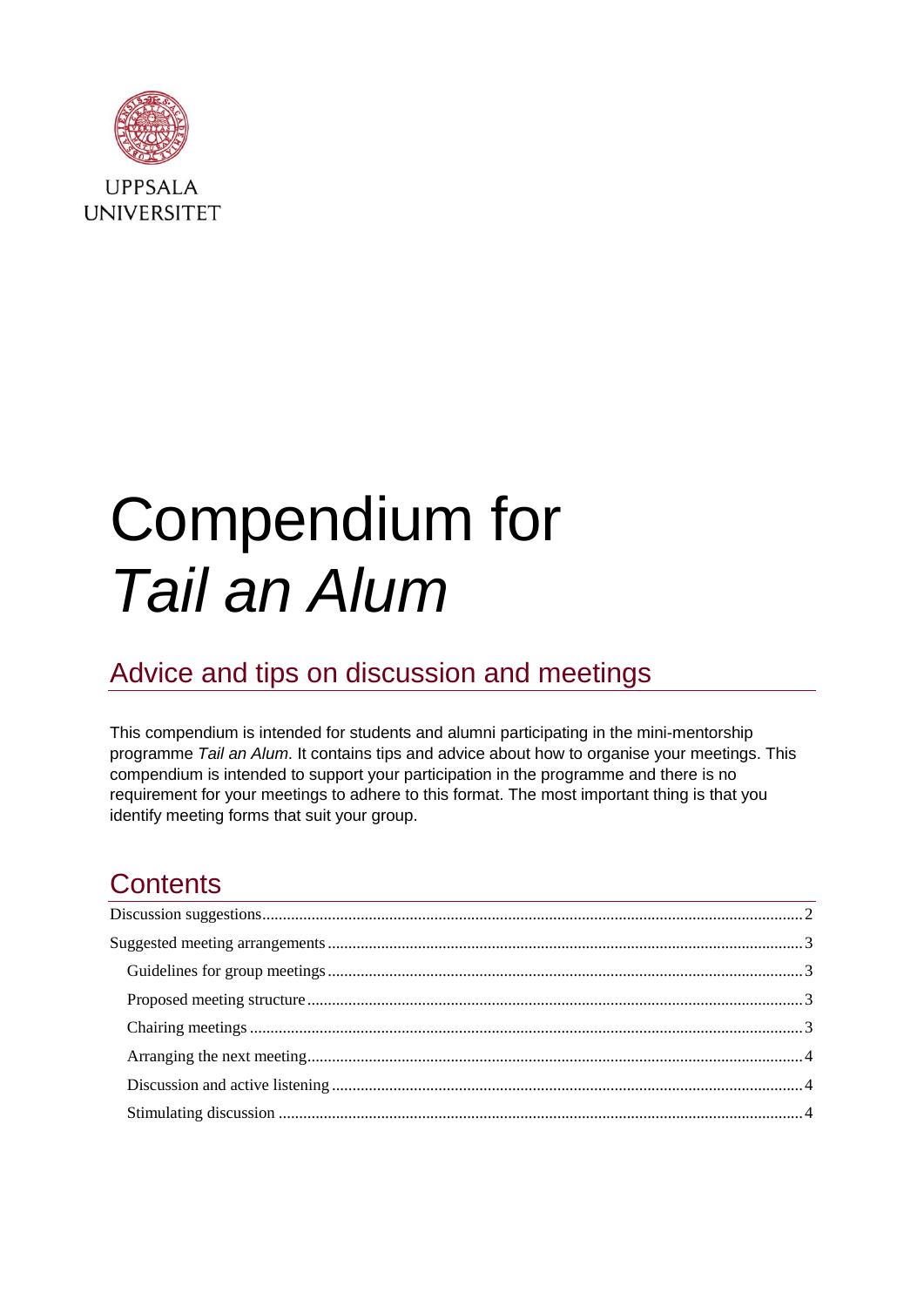UPPSALA UNIVERSITET

# Compendium for *Tail an Alum*

## Advice and tips on discussion and meetings

This compendium is intended for students and alumni participating in the mini-mentorship programme *Tail an Alum*. It contains tips and advice about how to organise your meetings. This compendium is intended to support your participation in the programme and there is no requirement for your meetings to adhere to this format. The most important thing is that you identify meeting forms that suit your group.

## Contents

- Discussion suggestions ..... 2
- Suggested meeting arrangements ..... 3
  - Guidelines for group meetings ..... 3
  - Proposed meeting structure ..... 3
  - Chairing meetings ..... 3
  - Arranging the next meeting ..... 4
  - Discussion and active listening ..... 4
  - Stimulating discussion ..... 4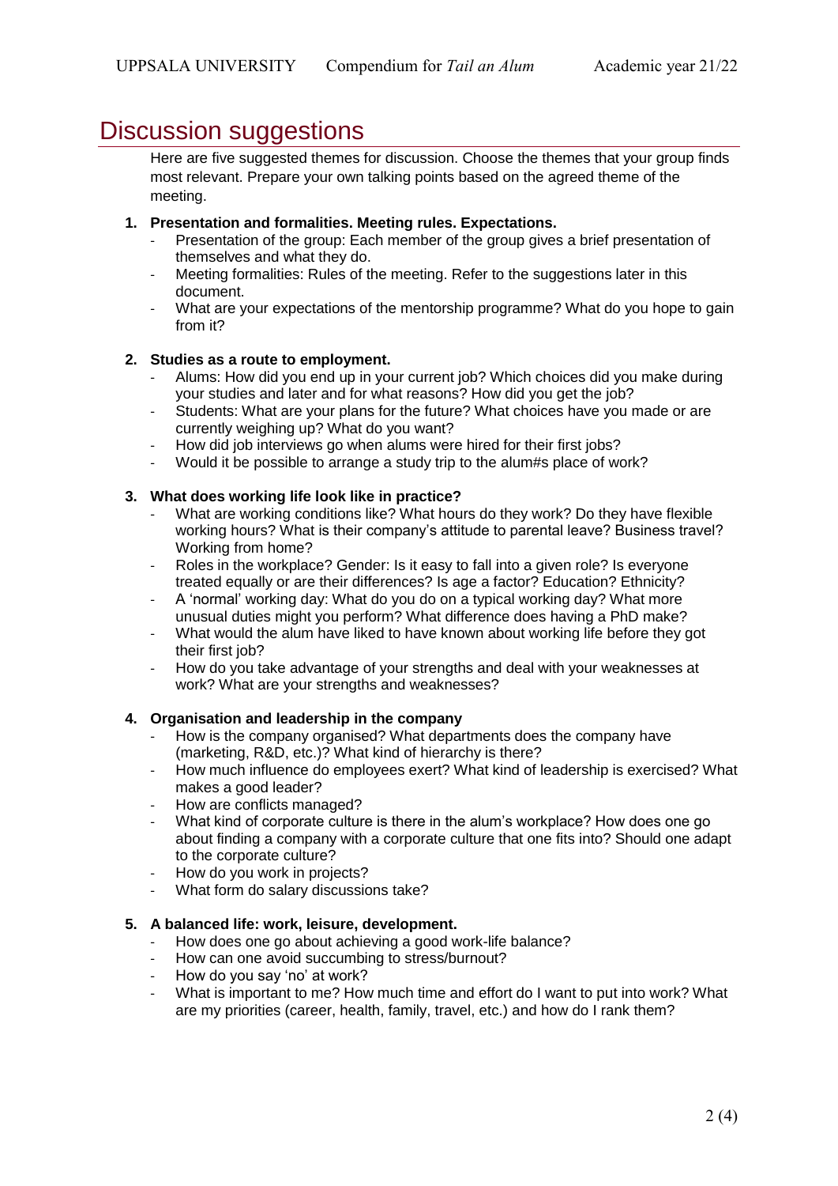# Discussion suggestions

Here are five suggested themes for discussion. Choose the themes that your group finds most relevant. Prepare your own talking points based on the agreed theme of the meeting.

1. **Presentation and formalities. Meeting rules. Expectations.**
   - Presentation of the group: Each member of the group gives a brief presentation of themselves and what they do.
   - Meeting formalities: Rules of the meeting. Refer to the suggestions later in this document.
   - What are your expectations of the mentorship programme? What do you hope to gain from it?

2. **Studies as a route to employment.**
   - Alums: How did you end up in your current job? Which choices did you make during your studies and later and for what reasons? How did you get the job?
   - Students: What are your plans for the future? What choices have you made or are currently weighing up? What do you want?
   - How did job interviews go when alums were hired for their first jobs?
   - Would it be possible to arrange a study trip to the alum#s place of work?

3. **What does working life look like in practice?**
   - What are working conditions like? What hours do they work? Do they have flexible working hours? What is their company's attitude to parental leave? Business travel? Working from home?
   - Roles in the workplace? Gender: Is it easy to fall into a given role? Is everyone treated equally or are their differences? Is age a factor? Education? Ethnicity?
   - A 'normal' working day: What do you do on a typical working day? What more unusual duties might you perform? What difference does having a PhD make?
   - What would the alum have liked to have known about working life before they got their first job?
   - How do you take advantage of your strengths and deal with your weaknesses at work? What are your strengths and weaknesses?

4. **Organisation and leadership in the company**
   - How is the company organised? What departments does the company have (marketing, R&D, etc.)? What kind of hierarchy is there?
   - How much influence do employees exert? What kind of leadership is exercised? What makes a good leader?
   - How are conflicts managed?
   - What kind of corporate culture is there in the alum's workplace? How does one go about finding a company with a corporate culture that one fits into? Should one adapt to the corporate culture?
   - How do you work in projects?
   - What form do salary discussions take?

5. **A balanced life: work, leisure, development.**
   - How does one go about achieving a good work-life balance?
   - How can one avoid succumbing to stress/burnout?
   - How do you say 'no' at work?
   - What is important to me? How much time and effort do I want to put into work? What are my priorities (career, health, family, travel, etc.) and how do I rank them?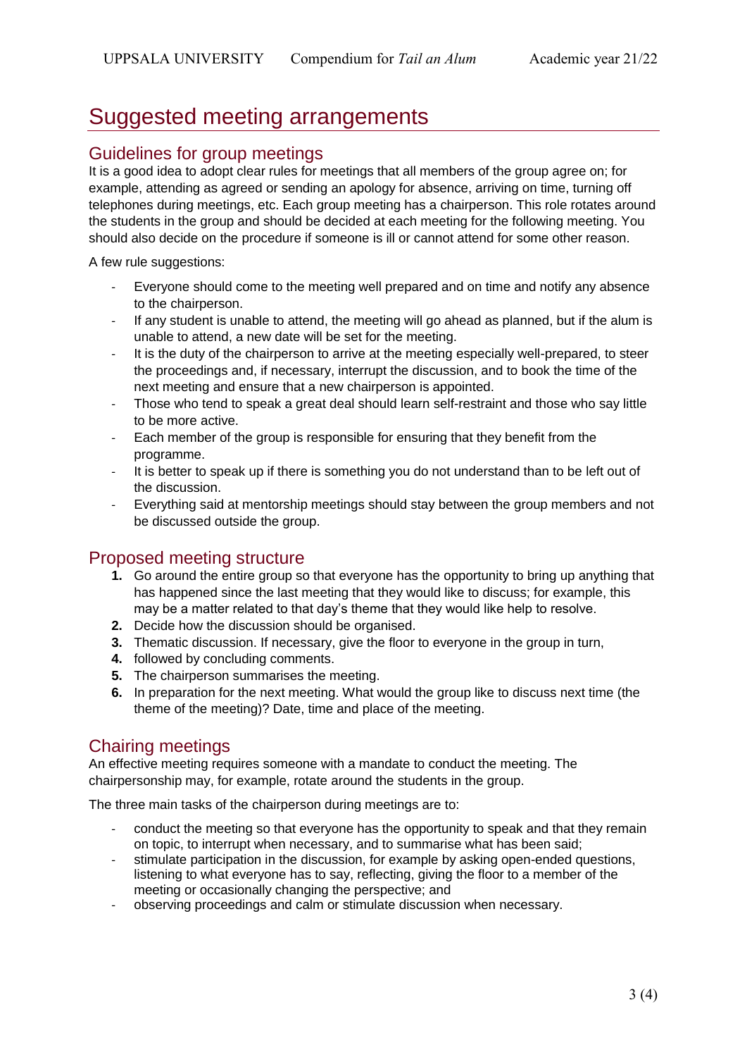# Suggested meeting arrangements

## Guidelines for group meetings

It is a good idea to adopt clear rules for meetings that all members of the group agree on; for example, attending as agreed or sending an apology for absence, arriving on time, turning off telephones during meetings, etc. Each group meeting has a chairperson. This role rotates around the students in the group and should be decided at each meeting for the following meeting. You should also decide on the procedure if someone is ill or cannot attend for some other reason.

A few rule suggestions:

- Everyone should come to the meeting well prepared and on time and notify any absence to the chairperson.
- If any student is unable to attend, the meeting will go ahead as planned, but if the alum is unable to attend, a new date will be set for the meeting.
- It is the duty of the chairperson to arrive at the meeting especially well-prepared, to steer the proceedings and, if necessary, interrupt the discussion, and to book the time of the next meeting and ensure that a new chairperson is appointed.
- Those who tend to speak a great deal should learn self-restraint and those who say little to be more active.
- Each member of the group is responsible for ensuring that they benefit from the programme.
- It is better to speak up if there is something you do not understand than to be left out of the discussion.
- Everything said at mentorship meetings should stay between the group members and not be discussed outside the group.

## Proposed meeting structure

1. Go around the entire group so that everyone has the opportunity to bring up anything that has happened since the last meeting that they would like to discuss; for example, this may be a matter related to that day's theme that they would like help to resolve.
2. Decide how the discussion should be organised.
3. Thematic discussion. If necessary, give the floor to everyone in the group in turn,
4. followed by concluding comments.
5. The chairperson summarises the meeting.
6. In preparation for the next meeting. What would the group like to discuss next time (the theme of the meeting)? Date, time and place of the meeting.

## Chairing meetings

An effective meeting requires someone with a mandate to conduct the meeting. The chairpersonship may, for example, rotate around the students in the group.

The three main tasks of the chairperson during meetings are to:

- conduct the meeting so that everyone has the opportunity to speak and that they remain on topic, to interrupt when necessary, and to summarise what has been said;
- stimulate participation in the discussion, for example by asking open-ended questions, listening to what everyone has to say, reflecting, giving the floor to a member of the meeting or occasionally changing the perspective; and
- observing proceedings and calm or stimulate discussion when necessary.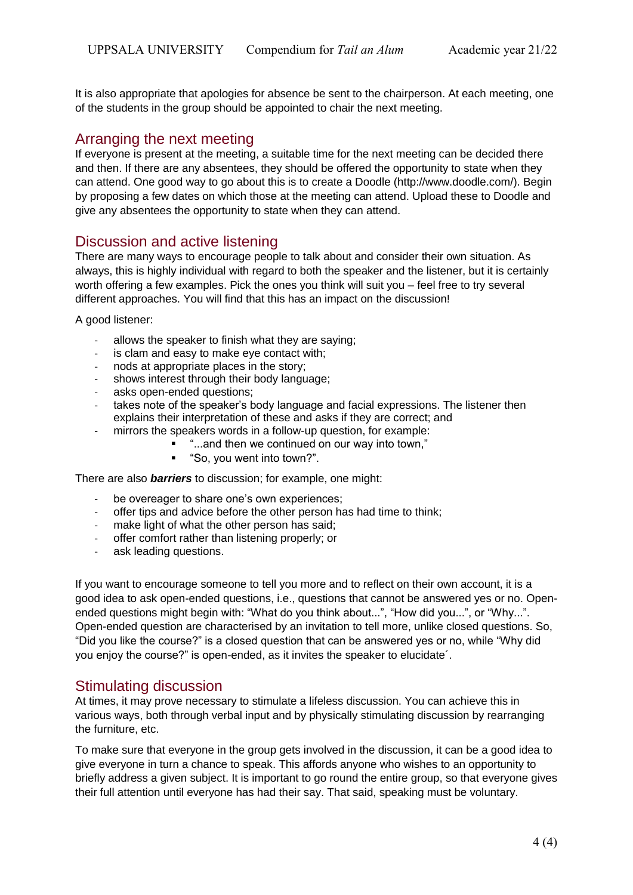It is also appropriate that apologies for absence be sent to the chairperson. At each meeting, one of the students in the group should be appointed to chair the next meeting.

## Arranging the next meeting

If everyone is present at the meeting, a suitable time for the next meeting can be decided there and then. If there are any absentees, they should be offered the opportunity to state when they can attend. One good way to go about this is to create a Doodle (http://www.doodle.com/). Begin by proposing a few dates on which those at the meeting can attend. Upload these to Doodle and give any absentees the opportunity to state when they can attend.

## Discussion and active listening

There are many ways to encourage people to talk about and consider their own situation. As always, this is highly individual with regard to both the speaker and the listener, but it is certainly worth offering a few examples. Pick the ones you think will suit you – feel free to try several different approaches. You will find that this has an impact on the discussion!

A good listener:

- allows the speaker to finish what they are saying;
- is clam and easy to make eye contact with;
- nods at appropriate places in the story;
- shows interest through their body language;
- asks open-ended questions;
- takes note of the speaker's body language and facial expressions. The listener then explains their interpretation of these and asks if they are correct; and
- mirrors the speakers words in a follow-up question, for example:
    - "...and then we continued on our way into town,"
    - "So, you went into town?".

There are also ***barriers*** to discussion; for example, one might:

- be overeager to share one's own experiences;
- offer tips and advice before the other person has had time to think;
- make light of what the other person has said;
- offer comfort rather than listening properly; or
- ask leading questions.

If you want to encourage someone to tell you more and to reflect on their own account, it is a good idea to ask open-ended questions, i.e., questions that cannot be answered yes or no. Open-ended questions might begin with: "What do you think about...", "How did you...", or "Why...". Open-ended question are characterised by an invitation to tell more, unlike closed questions. So, "Did you like the course?" is a closed question that can be answered yes or no, while "Why did you enjoy the course?" is open-ended, as it invites the speaker to elucidate´.

## Stimulating discussion

At times, it may prove necessary to stimulate a lifeless discussion. You can achieve this in various ways, both through verbal input and by physically stimulating discussion by rearranging the furniture, etc.

To make sure that everyone in the group gets involved in the discussion, it can be a good idea to give everyone in turn a chance to speak. This affords anyone who wishes to an opportunity to briefly address a given subject. It is important to go round the entire group, so that everyone gives their full attention until everyone has had their say. That said, speaking must be voluntary.